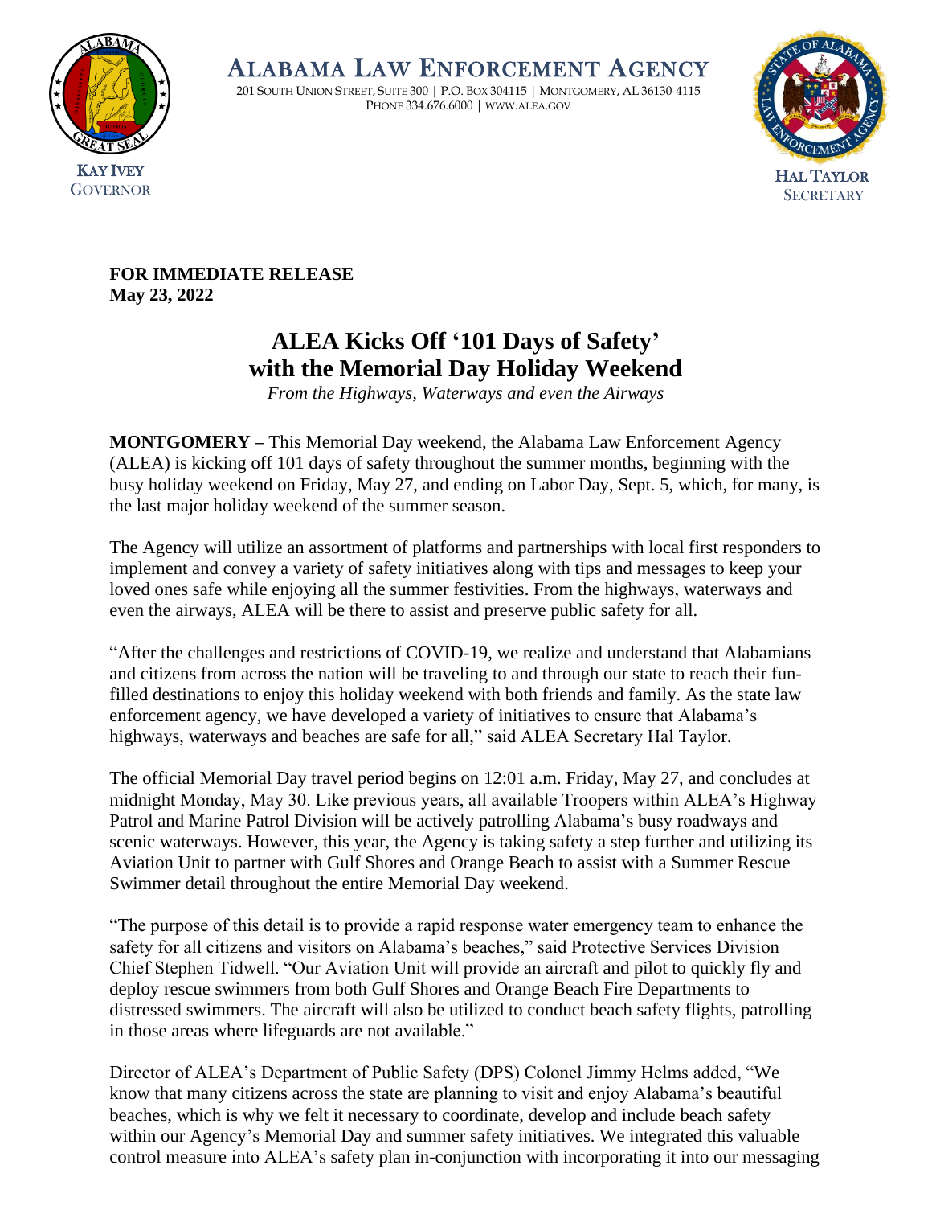# ALABAMA LAW ENFORCEMENT AGENCY

201 SOUTH UNION STREET, SUITE 300 | P.O. BOX 304115 | MONTGOMERY, AL 36130-4115
PHONE 334.676.6000 | WWW.ALEA.GOV

KAY IVEY
GOVERNOR

HAL TAYLOR
SECRETARY

**FOR IMMEDIATE RELEASE**
**May 23, 2022**

## ALEA Kicks Off '101 Days of Safety' with the Memorial Day Holiday Weekend

*From the Highways, Waterways and even the Airways*

**MONTGOMERY –** This Memorial Day weekend, the Alabama Law Enforcement Agency (ALEA) is kicking off 101 days of safety throughout the summer months, beginning with the busy holiday weekend on Friday, May 27, and ending on Labor Day, Sept. 5, which, for many, is the last major holiday weekend of the summer season.

The Agency will utilize an assortment of platforms and partnerships with local first responders to implement and convey a variety of safety initiatives along with tips and messages to keep your loved ones safe while enjoying all the summer festivities. From the highways, waterways and even the airways, ALEA will be there to assist and preserve public safety for all.

"After the challenges and restrictions of COVID-19, we realize and understand that Alabamians and citizens from across the nation will be traveling to and through our state to reach their fun-filled destinations to enjoy this holiday weekend with both friends and family. As the state law enforcement agency, we have developed a variety of initiatives to ensure that Alabama's highways, waterways and beaches are safe for all," said ALEA Secretary Hal Taylor.

The official Memorial Day travel period begins on 12:01 a.m. Friday, May 27, and concludes at midnight Monday, May 30. Like previous years, all available Troopers within ALEA's Highway Patrol and Marine Patrol Division will be actively patrolling Alabama's busy roadways and scenic waterways. However, this year, the Agency is taking safety a step further and utilizing its Aviation Unit to partner with Gulf Shores and Orange Beach to assist with a Summer Rescue Swimmer detail throughout the entire Memorial Day weekend.

"The purpose of this detail is to provide a rapid response water emergency team to enhance the safety for all citizens and visitors on Alabama's beaches," said Protective Services Division Chief Stephen Tidwell. "Our Aviation Unit will provide an aircraft and pilot to quickly fly and deploy rescue swimmers from both Gulf Shores and Orange Beach Fire Departments to distressed swimmers. The aircraft will also be utilized to conduct beach safety flights, patrolling in those areas where lifeguards are not available."

Director of ALEA's Department of Public Safety (DPS) Colonel Jimmy Helms added, "We know that many citizens across the state are planning to visit and enjoy Alabama's beautiful beaches, which is why we felt it necessary to coordinate, develop and include beach safety within our Agency's Memorial Day and summer safety initiatives. We integrated this valuable control measure into ALEA's safety plan in-conjunction with incorporating it into our messaging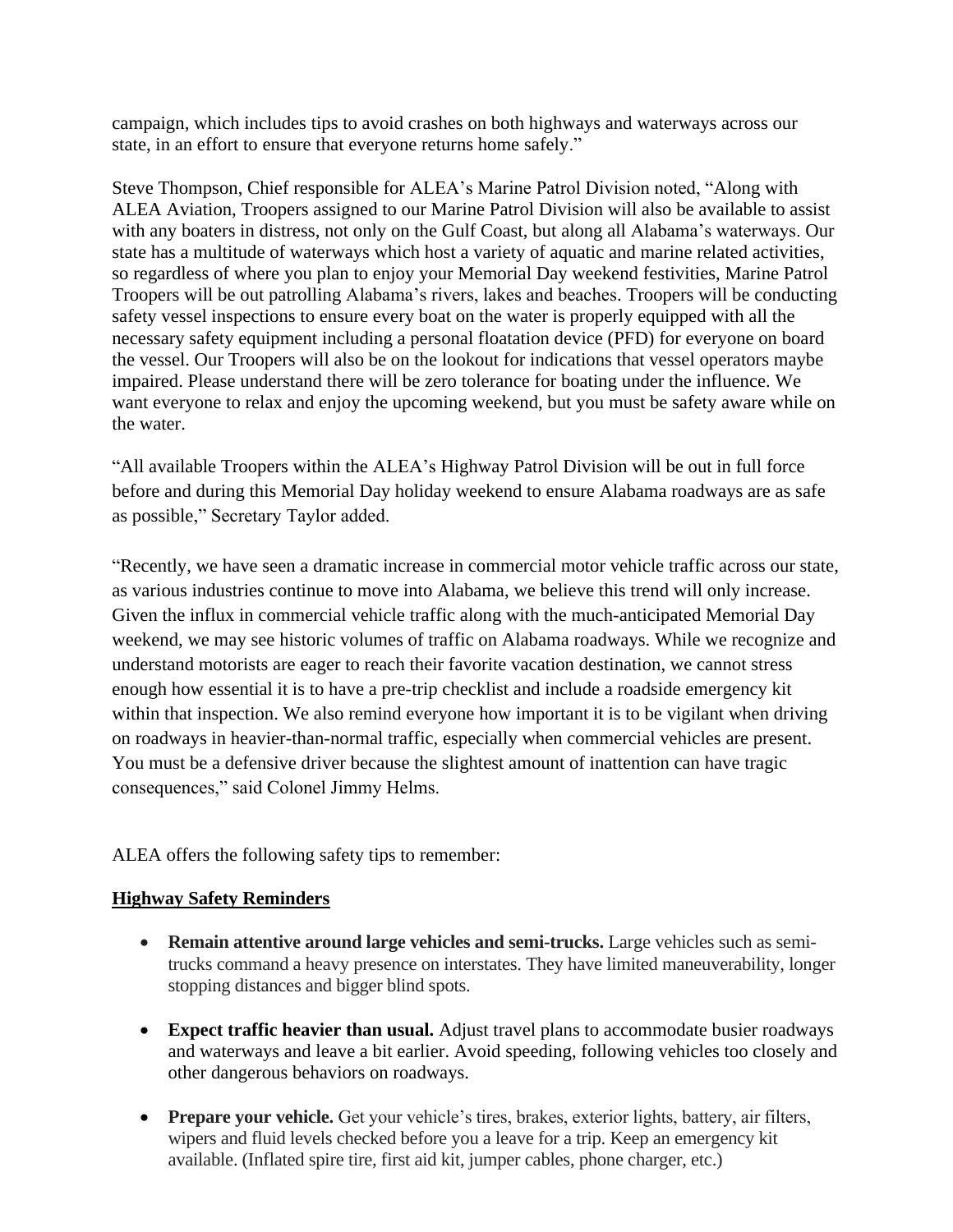campaign, which includes tips to avoid crashes on both highways and waterways across our state, in an effort to ensure that everyone returns home safely."

Steve Thompson, Chief responsible for ALEA's Marine Patrol Division noted, "Along with ALEA Aviation, Troopers assigned to our Marine Patrol Division will also be available to assist with any boaters in distress, not only on the Gulf Coast, but along all Alabama's waterways. Our state has a multitude of waterways which host a variety of aquatic and marine related activities, so regardless of where you plan to enjoy your Memorial Day weekend festivities, Marine Patrol Troopers will be out patrolling Alabama's rivers, lakes and beaches. Troopers will be conducting safety vessel inspections to ensure every boat on the water is properly equipped with all the necessary safety equipment including a personal floatation device (PFD) for everyone on board the vessel. Our Troopers will also be on the lookout for indications that vessel operators maybe impaired. Please understand there will be zero tolerance for boating under the influence. We want everyone to relax and enjoy the upcoming weekend, but you must be safety aware while on the water.

"All available Troopers within the ALEA's Highway Patrol Division will be out in full force before and during this Memorial Day holiday weekend to ensure Alabama roadways are as safe as possible," Secretary Taylor added.

"Recently, we have seen a dramatic increase in commercial motor vehicle traffic across our state, as various industries continue to move into Alabama, we believe this trend will only increase. Given the influx in commercial vehicle traffic along with the much-anticipated Memorial Day weekend, we may see historic volumes of traffic on Alabama roadways. While we recognize and understand motorists are eager to reach their favorite vacation destination, we cannot stress enough how essential it is to have a pre-trip checklist and include a roadside emergency kit within that inspection. We also remind everyone how important it is to be vigilant when driving on roadways in heavier-than-normal traffic, especially when commercial vehicles are present. You must be a defensive driver because the slightest amount of inattention can have tragic consequences," said Colonel Jimmy Helms.

ALEA offers the following safety tips to remember:

**Highway Safety Reminders**

- **Remain attentive around large vehicles and semi-trucks.** Large vehicles such as semi-trucks command a heavy presence on interstates. They have limited maneuverability, longer stopping distances and bigger blind spots.

- **Expect traffic heavier than usual.** Adjust travel plans to accommodate busier roadways and waterways and leave a bit earlier. Avoid speeding, following vehicles too closely and other dangerous behaviors on roadways.

- **Prepare your vehicle.** Get your vehicle's tires, brakes, exterior lights, battery, air filters, wipers and fluid levels checked before you a leave for a trip. Keep an emergency kit available. (Inflated spire tire, first aid kit, jumper cables, phone charger, etc.)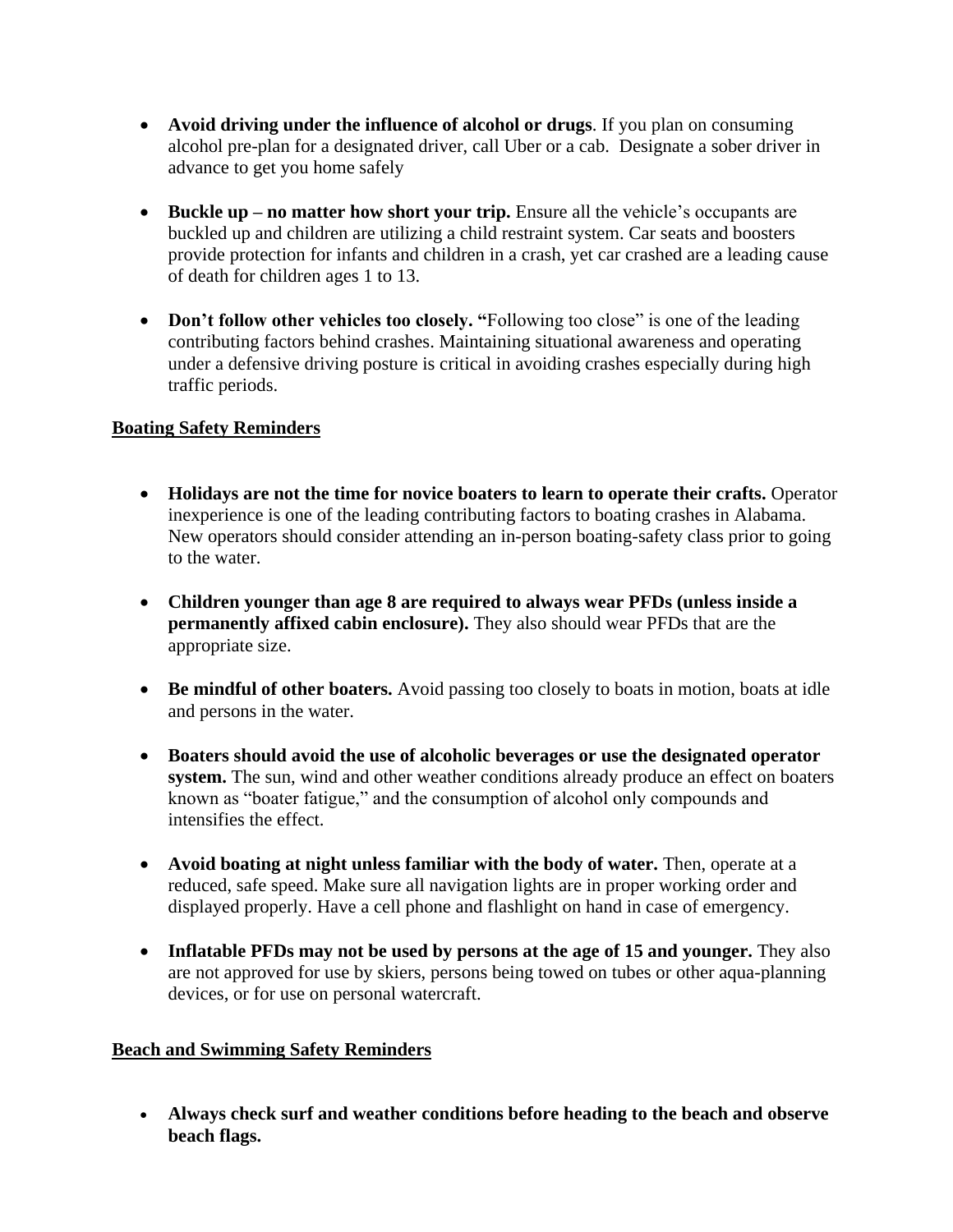- **Avoid driving under the influence of alcohol or drugs**. If you plan on consuming alcohol pre-plan for a designated driver, call Uber or a cab. Designate a sober driver in advance to get you home safely

- **Buckle up – no matter how short your trip.** Ensure all the vehicle's occupants are buckled up and children are utilizing a child restraint system. Car seats and boosters provide protection for infants and children in a crash, yet car crashed are a leading cause of death for children ages 1 to 13.

- **Don't follow other vehicles too closely. "**Following too close" is one of the leading contributing factors behind crashes. Maintaining situational awareness and operating under a defensive driving posture is critical in avoiding crashes especially during high traffic periods.

**<u>Boating Safety Reminders</u>**

- **Holidays are not the time for novice boaters to learn to operate their crafts.** Operator inexperience is one of the leading contributing factors to boating crashes in Alabama. New operators should consider attending an in-person boating-safety class prior to going to the water.

- **Children younger than age 8 are required to always wear PFDs (unless inside a permanently affixed cabin enclosure).** They also should wear PFDs that are the appropriate size.

- **Be mindful of other boaters.** Avoid passing too closely to boats in motion, boats at idle and persons in the water.

- **Boaters should avoid the use of alcoholic beverages or use the designated operator system.** The sun, wind and other weather conditions already produce an effect on boaters known as "boater fatigue," and the consumption of alcohol only compounds and intensifies the effect.

- **Avoid boating at night unless familiar with the body of water.** Then, operate at a reduced, safe speed. Make sure all navigation lights are in proper working order and displayed properly. Have a cell phone and flashlight on hand in case of emergency.

- **Inflatable PFDs may not be used by persons at the age of 15 and younger.** They also are not approved for use by skiers, persons being towed on tubes or other aqua-planning devices, or for use on personal watercraft.

**<u>Beach and Swimming Safety Reminders</u>**

- **Always check surf and weather conditions before heading to the beach and observe beach flags.**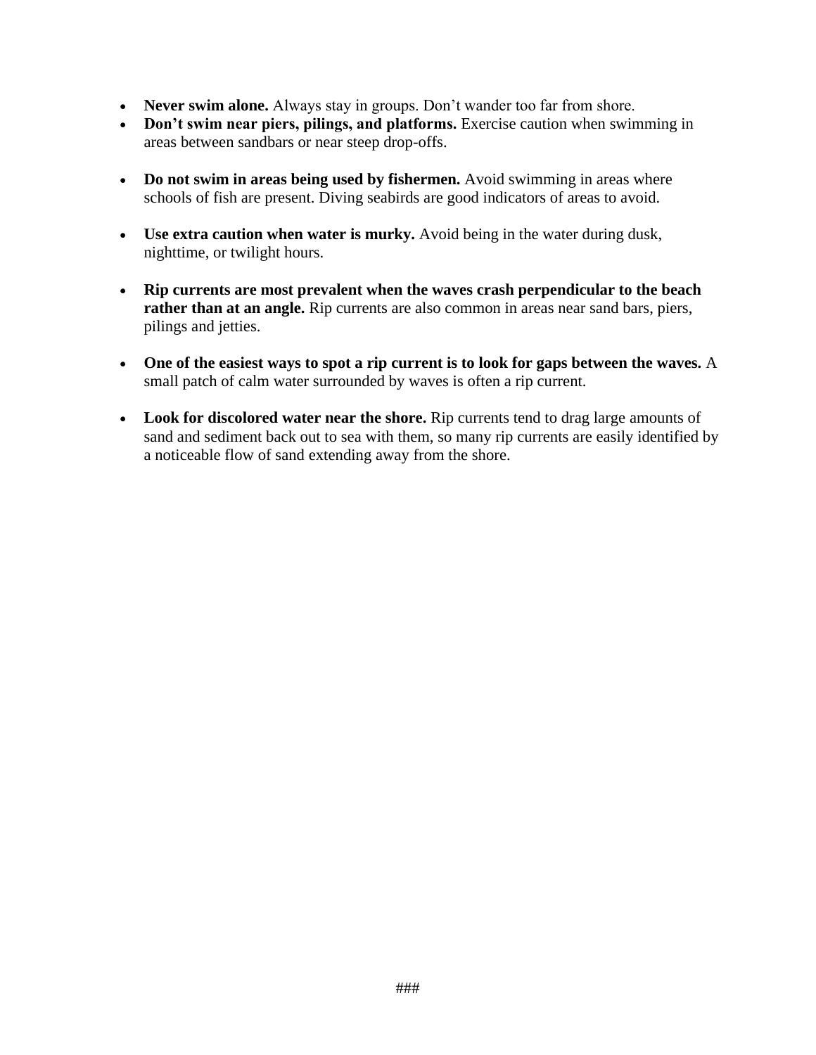- **Never swim alone.** Always stay in groups. Don't wander too far from shore.
- **Don't swim near piers, pilings, and platforms.** Exercise caution when swimming in areas between sandbars or near steep drop-offs.

- **Do not swim in areas being used by fishermen.** Avoid swimming in areas where schools of fish are present. Diving seabirds are good indicators of areas to avoid.

- **Use extra caution when water is murky.** Avoid being in the water during dusk, nighttime, or twilight hours.

- **Rip currents are most prevalent when the waves crash perpendicular to the beach rather than at an angle.** Rip currents are also common in areas near sand bars, piers, pilings and jetties.

- **One of the easiest ways to spot a rip current is to look for gaps between the waves.** A small patch of calm water surrounded by waves is often a rip current.

- **Look for discolored water near the shore.** Rip currents tend to drag large amounts of sand and sediment back out to sea with them, so many rip currents are easily identified by a noticeable flow of sand extending away from the shore.

###